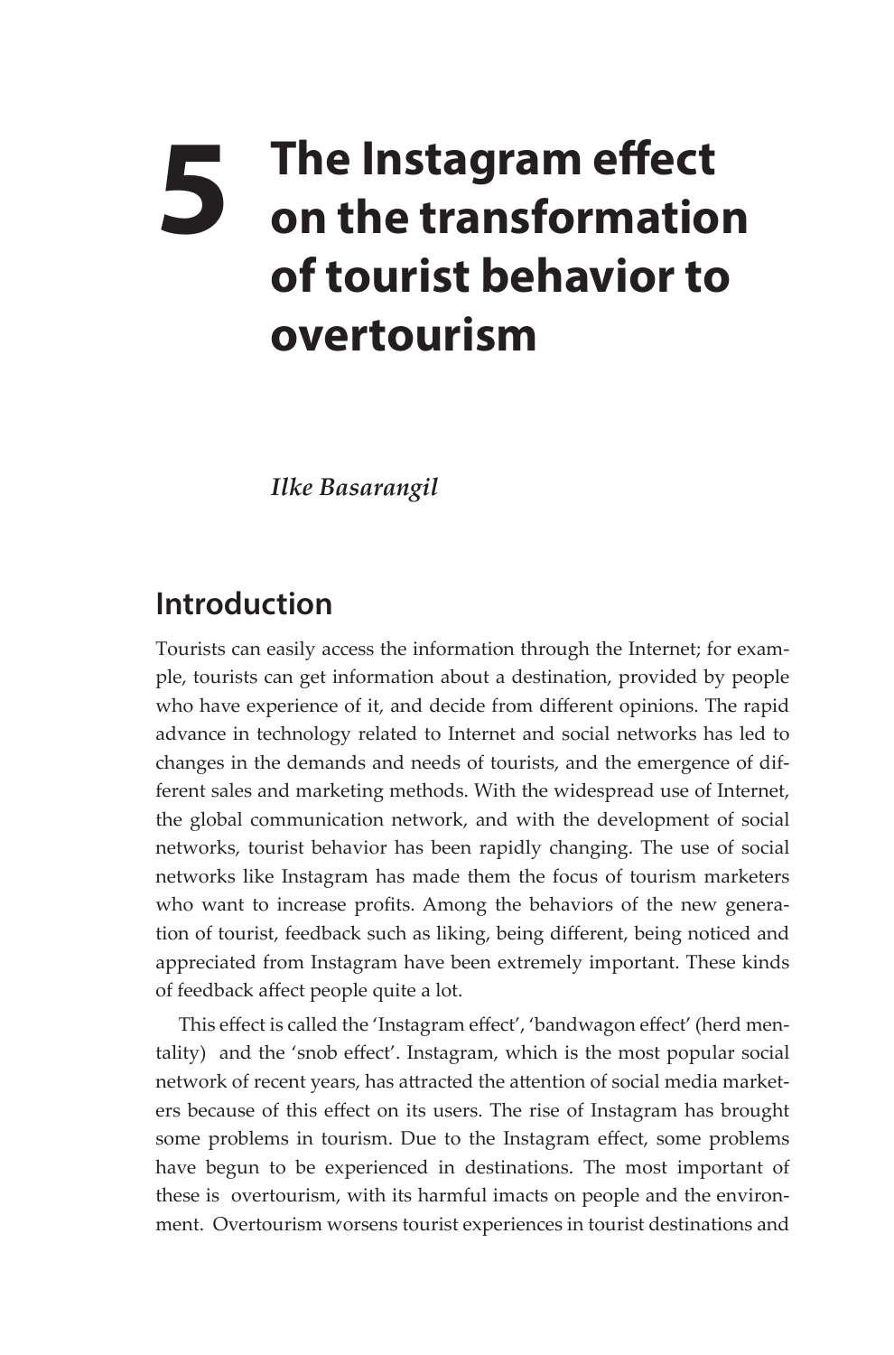# 5 The Instagram effect on the transformation of tourist behavior to overtourism

*Ilke Basarangil*

## Introduction

Tourists can easily access the information through the Internet; for example, tourists can get information about a destination, provided by people who have experience of it, and decide from different opinions. The rapid advance in technology related to Internet and social networks has led to changes in the demands and needs of tourists, and the emergence of different sales and marketing methods. With the widespread use of Internet, the global communication network, and with the development of social networks, tourist behavior has been rapidly changing. The use of social networks like Instagram has made them the focus of tourism marketers who want to increase profits. Among the behaviors of the new generation of tourist, feedback such as liking, being different, being noticed and appreciated from Instagram have been extremely important. These kinds of feedback affect people quite a lot.

This effect is called the 'Instagram effect', 'bandwagon effect' (herd mentality) and the 'snob effect'. Instagram, which is the most popular social network of recent years, has attracted the attention of social media marketers because of this effect on its users. The rise of Instagram has brought some problems in tourism. Due to the Instagram effect, some problems have begun to be experienced in destinations. The most important of these is overtourism, with its harmful imacts on people and the environment. Overtourism worsens tourist experiences in tourist destinations and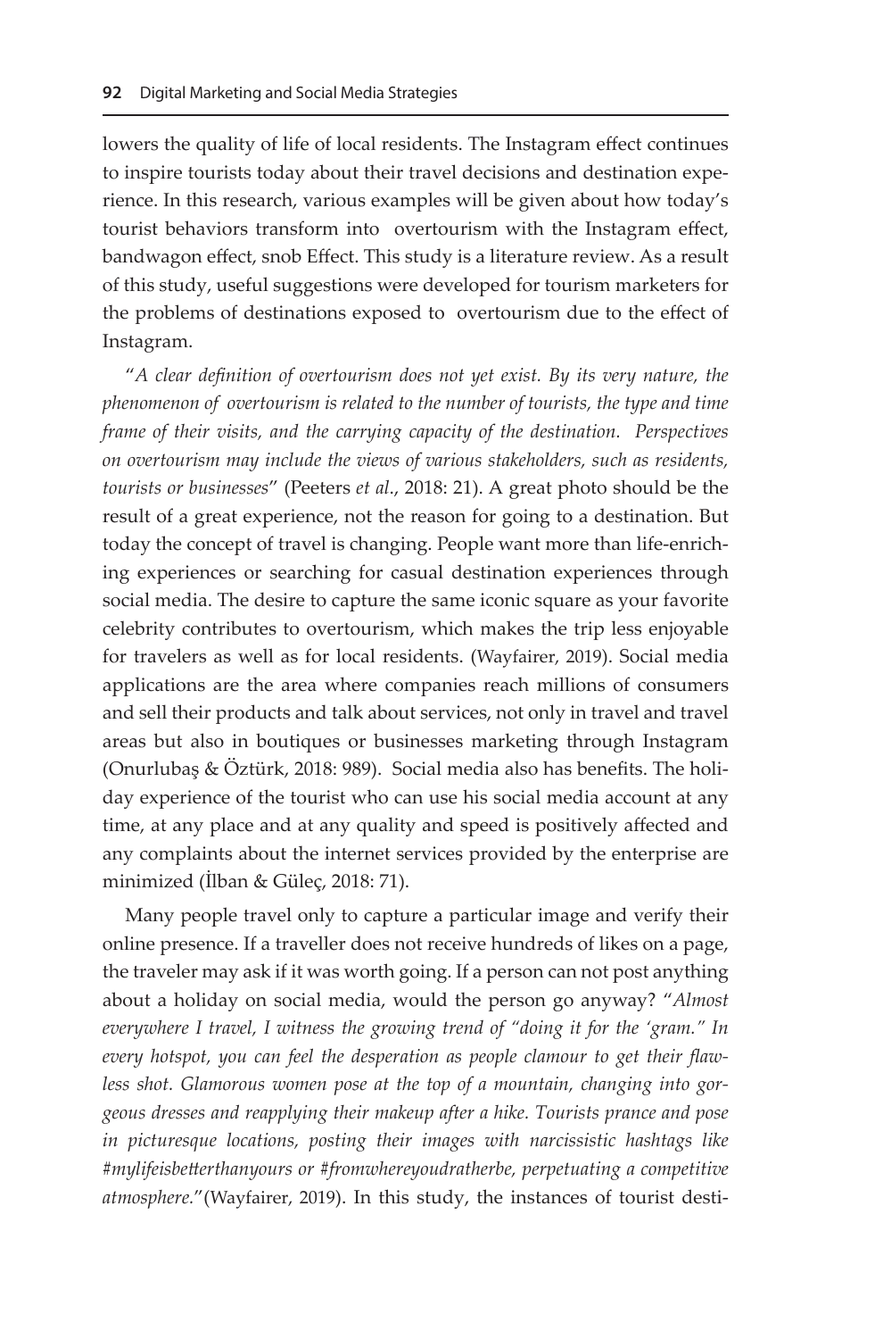lowers the quality of life of local residents. The Instagram effect continues to inspire tourists today about their travel decisions and destination experience. In this research, various examples will be given about how today's tourist behaviors transform into overtourism with the Instagram effect, bandwagon effect, snob Effect. This study is a literature review. As a result of this study, useful suggestions were developed for tourism marketers for the problems of destinations exposed to overtourism due to the effect of Instagram.

"*A clear definition of overtourism does not yet exist. By its very nature, the phenomenon of overtourism is related to the number of tourists, the type and time frame of their visits, and the carrying capacity of the destination. Perspectives on overtourism may include the views of various stakeholders, such as residents, tourists or businesses*" (Peeters *et al*., 2018: 21). A great photo should be the result of a great experience, not the reason for going to a destination. But today the concept of travel is changing. People want more than life-enriching experiences or searching for casual destination experiences through social media. The desire to capture the same iconic square as your favorite celebrity contributes to overtourism, which makes the trip less enjoyable for travelers as well as for local residents. (Wayfairer, 2019). Social media applications are the area where companies reach millions of consumers and sell their products and talk about services, not only in travel and travel areas but also in boutiques or businesses marketing through Instagram (Onurlubaş & Öztürk, 2018: 989). Social media also has benefits. The holiday experience of the tourist who can use his social media account at any time, at any place and at any quality and speed is positively affected and any complaints about the internet services provided by the enterprise are minimized (İlban & Güleç, 2018: 71).

Many people travel only to capture a particular image and verify their online presence. If a traveller does not receive hundreds of likes on a page, the traveler may ask if it was worth going. If a person can not post anything about a holiday on social media, would the person go anyway? "*Almost everywhere I travel, I witness the growing trend of "doing it for the 'gram." In every hotspot, you can feel the desperation as people clamour to get their flawless shot. Glamorous women pose at the top of a mountain, changing into gorgeous dresses and reapplying their makeup after a hike. Tourists prance and pose in picturesque locations, posting their images with narcissistic hashtags like #mylifeisbetterthanyours or #fromwhereyoudratherbe, perpetuating a competitive atmosphere.*"(Wayfairer, 2019). In this study, the instances of tourist desti-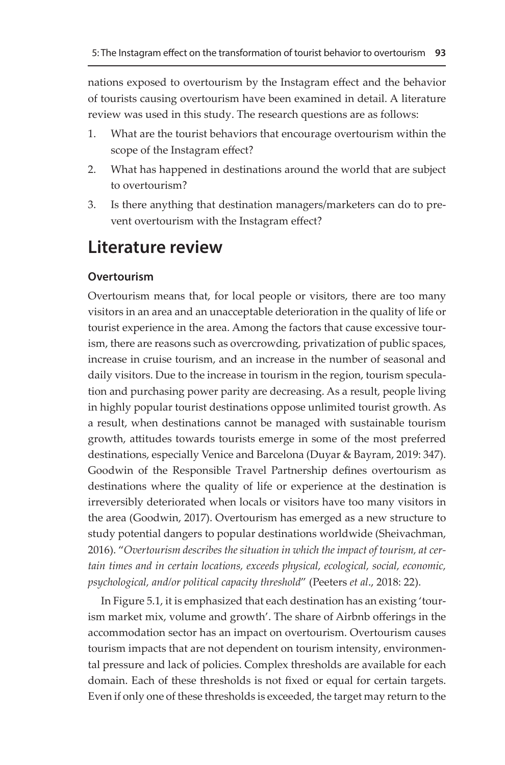nations exposed to overtourism by the Instagram effect and the behavior of tourists causing overtourism have been examined in detail. A literature review was used in this study. The research questions are as follows:

1. What are the tourist behaviors that encourage overtourism within the scope of the Instagram effect?
2. What has happened in destinations around the world that are subject to overtourism?
3. Is there anything that destination managers/marketers can do to prevent overtourism with the Instagram effect?

## Literature review

### Overtourism

Overtourism means that, for local people or visitors, there are too many visitors in an area and an unacceptable deterioration in the quality of life or tourist experience in the area. Among the factors that cause excessive tourism, there are reasons such as overcrowding, privatization of public spaces, increase in cruise tourism, and an increase in the number of seasonal and daily visitors. Due to the increase in tourism in the region, tourism speculation and purchasing power parity are decreasing. As a result, people living in highly popular tourist destinations oppose unlimited tourist growth. As a result, when destinations cannot be managed with sustainable tourism growth, attitudes towards tourists emerge in some of the most preferred destinations, especially Venice and Barcelona (Duyar & Bayram, 2019: 347). Goodwin of the Responsible Travel Partnership defines overtourism as destinations where the quality of life or experience at the destination is irreversibly deteriorated when locals or visitors have too many visitors in the area (Goodwin, 2017). Overtourism has emerged as a new structure to study potential dangers to popular destinations worldwide (Sheivachman, 2016). "*Overtourism describes the situation in which the impact of tourism, at certain times and in certain locations, exceeds physical, ecological, social, economic, psychological, and/or political capacity threshold*" (Peeters *et al*., 2018: 22).

In Figure 5.1, it is emphasized that each destination has an existing 'tourism market mix, volume and growth'. The share of Airbnb offerings in the accommodation sector has an impact on overtourism. Overtourism causes tourism impacts that are not dependent on tourism intensity, environmental pressure and lack of policies. Complex thresholds are available for each domain. Each of these thresholds is not fixed or equal for certain targets. Even if only one of these thresholds is exceeded, the target may return to the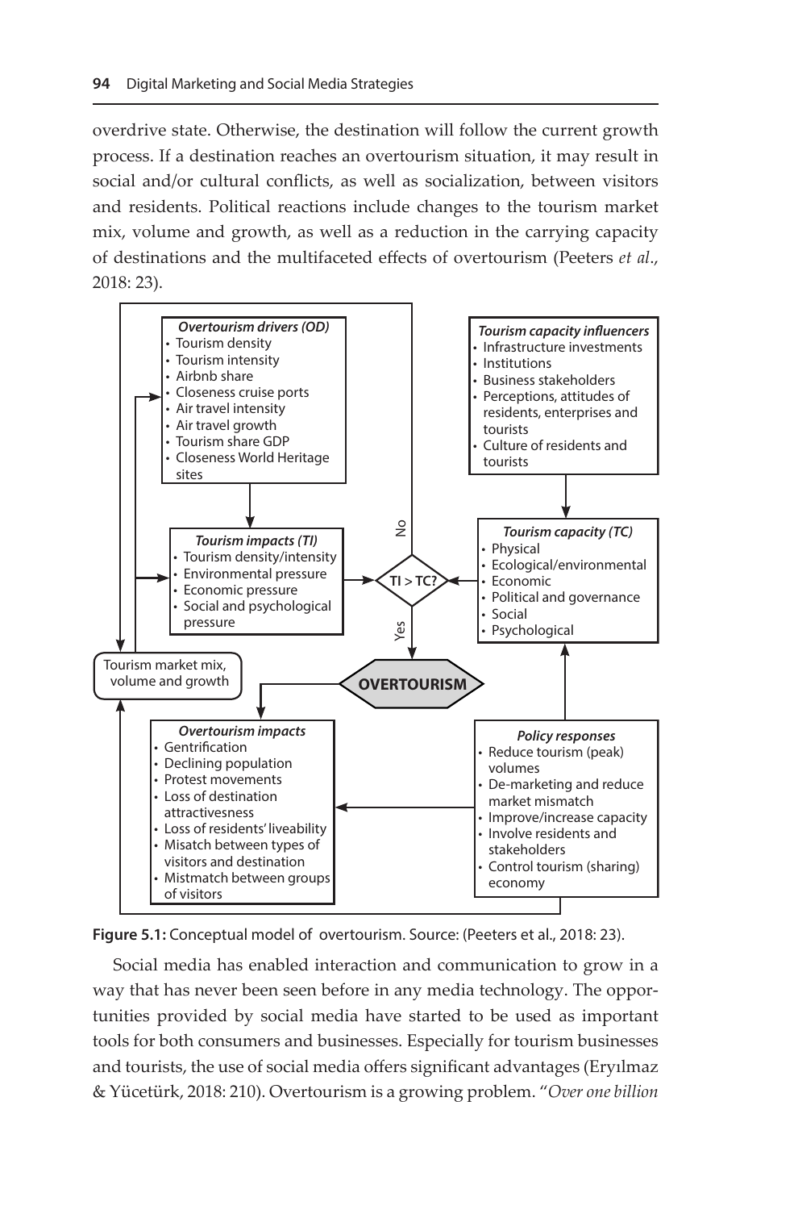overdrive state. Otherwise, the destination will follow the current growth process. If a destination reaches an overtourism situation, it may result in social and/or cultural conflicts, as well as socialization, between visitors and residents. Political reactions include changes to the tourism market mix, volume and growth, as well as a reduction in the carrying capacity of destinations and the multifaceted effects of overtourism (Peeters *et al*., 2018: 23).

***Overtourism drivers (OD)***
- Tourism density
- Tourism intensity
- Airbnb share
- Closeness cruise ports
- Air travel intensity
- Air travel growth
- Tourism share GDP
- Closeness World Heritage sites

***Tourism capacity influencers***
- Infrastructure investments
- Institutions
- Business stakeholders
- Perceptions, attitudes of residents, enterprises and tourists
- Culture of residents and tourists

***Tourism impacts (TI)***
- Tourism density/intensity
- Environmental pressure
- Economic pressure
- Social and psychological pressure

No

TI > TC?

Yes

***Tourism capacity (TC)***
- Physical
- Ecological/environmental
- Economic
- Political and governance
- Social
- Psychological

Tourism market mix, volume and growth

**OVERTOURISM**

***Overtourism impacts***
- Gentrification
- Declining population
- Protest movements
- Loss of destination attractivesness
- Loss of residents' liveability
- Misatch between types of visitors and destination
- Mistmatch between groups of visitors

***Policy responses***
- Reduce tourism (peak) volumes
- De-marketing and reduce market mismatch
- Improve/increase capacity
- Involve residents and stakeholders
- Control tourism (sharing) economy

**Figure 5.1:** Conceptual model of overtourism. Source: (Peeters et al., 2018: 23).

Social media has enabled interaction and communication to grow in a way that has never been seen before in any media technology. The opportunities provided by social media have started to be used as important tools for both consumers and businesses. Especially for tourism businesses and tourists, the use of social media offers significant advantages (Eryılmaz & Yücetürk, 2018: 210). Overtourism is a growing problem. "*Over one billion*